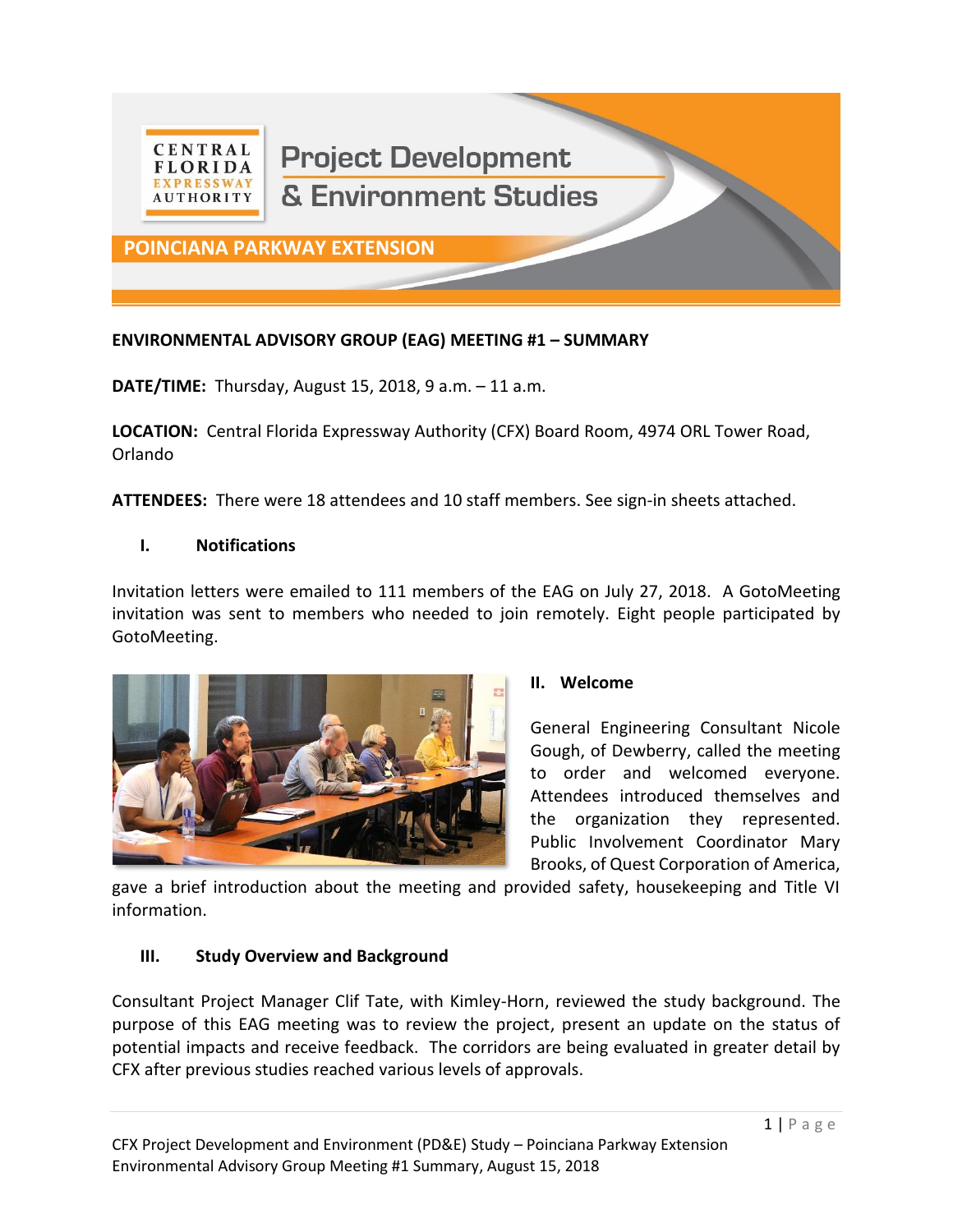CENTRAL FLORIDA EXPRESSWAY AUTHORITY

# Project Development & Environment Studies

## POINCIANA PARKWAY EXTENSION

**ENVIRONMENTAL ADVISORY GROUP (EAG) MEETING #1 – SUMMARY**

**DATE/TIME:** Thursday, August 15, 2018, 9 a.m. – 11 a.m.

**LOCATION:** Central Florida Expressway Authority (CFX) Board Room, 4974 ORL Tower Road, Orlando

**ATTENDEES:** There were 18 attendees and 10 staff members. See sign-in sheets attached.

### I. Notifications

Invitation letters were emailed to 111 members of the EAG on July 27, 2018. A GotoMeeting invitation was sent to members who needed to join remotely. Eight people participated by GotoMeeting.

### II. Welcome

General Engineering Consultant Nicole Gough, of Dewberry, called the meeting to order and welcomed everyone. Attendees introduced themselves and the organization they represented. Public Involvement Coordinator Mary Brooks, of Quest Corporation of America, gave a brief introduction about the meeting and provided safety, housekeeping and Title VI information.

### III. Study Overview and Background

Consultant Project Manager Clif Tate, with Kimley-Horn, reviewed the study background. The purpose of this EAG meeting was to review the project, present an update on the status of potential impacts and receive feedback. The corridors are being evaluated in greater detail by CFX after previous studies reached various levels of approvals.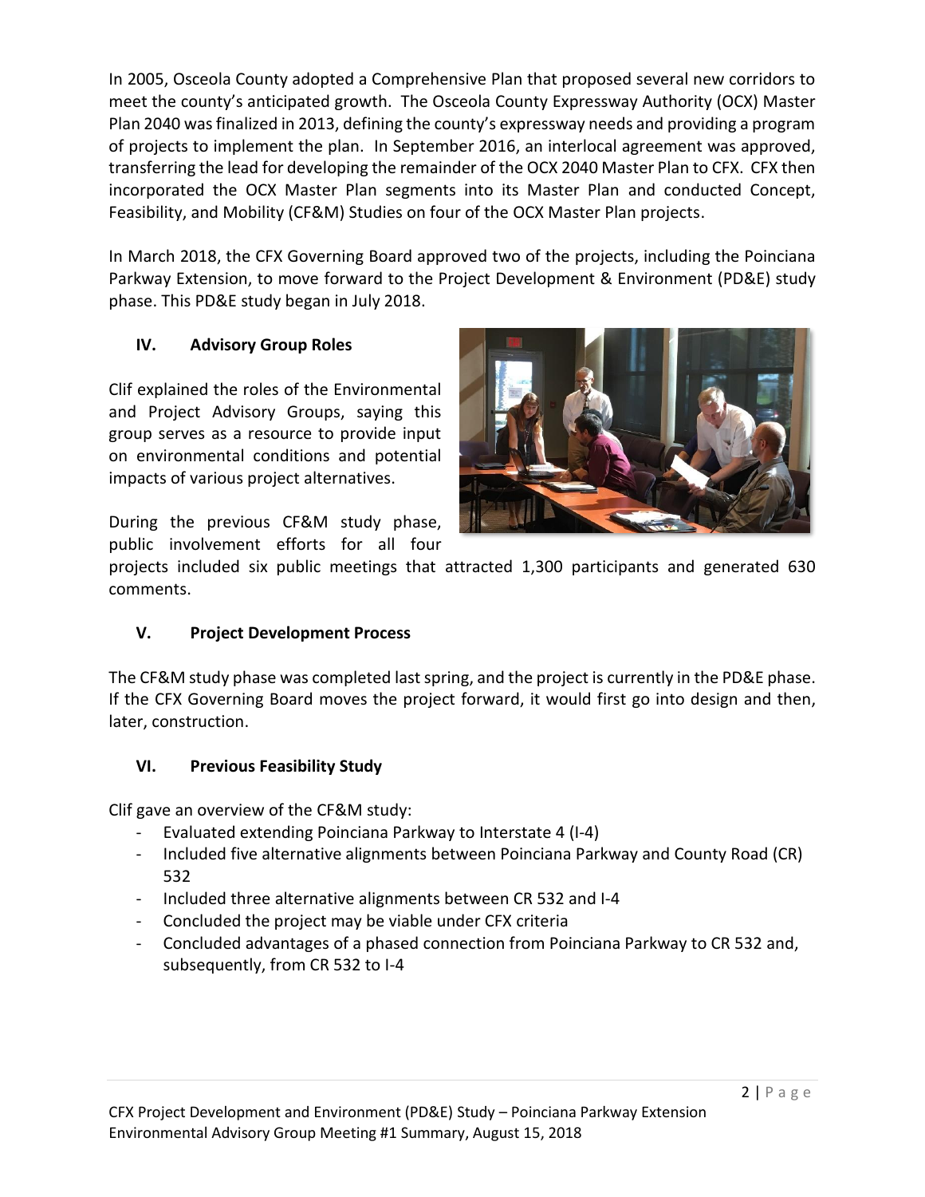In 2005, Osceola County adopted a Comprehensive Plan that proposed several new corridors to meet the county's anticipated growth. The Osceola County Expressway Authority (OCX) Master Plan 2040 was finalized in 2013, defining the county's expressway needs and providing a program of projects to implement the plan. In September 2016, an interlocal agreement was approved, transferring the lead for developing the remainder of the OCX 2040 Master Plan to CFX. CFX then incorporated the OCX Master Plan segments into its Master Plan and conducted Concept, Feasibility, and Mobility (CF&M) Studies on four of the OCX Master Plan projects.

In March 2018, the CFX Governing Board approved two of the projects, including the Poinciana Parkway Extension, to move forward to the Project Development & Environment (PD&E) study phase. This PD&E study began in July 2018.

## IV. Advisory Group Roles

Clif explained the roles of the Environmental and Project Advisory Groups, saying this group serves as a resource to provide input on environmental conditions and potential impacts of various project alternatives.

During the previous CF&M study phase, public involvement efforts for all four projects included six public meetings that attracted 1,300 participants and generated 630 comments.

## V. Project Development Process

The CF&M study phase was completed last spring, and the project is currently in the PD&E phase. If the CFX Governing Board moves the project forward, it would first go into design and then, later, construction.

## VI. Previous Feasibility Study

Clif gave an overview of the CF&M study:

- Evaluated extending Poinciana Parkway to Interstate 4 (I-4)
- Included five alternative alignments between Poinciana Parkway and County Road (CR) 532
- Included three alternative alignments between CR 532 and I-4
- Concluded the project may be viable under CFX criteria
- Concluded advantages of a phased connection from Poinciana Parkway to CR 532 and, subsequently, from CR 532 to I-4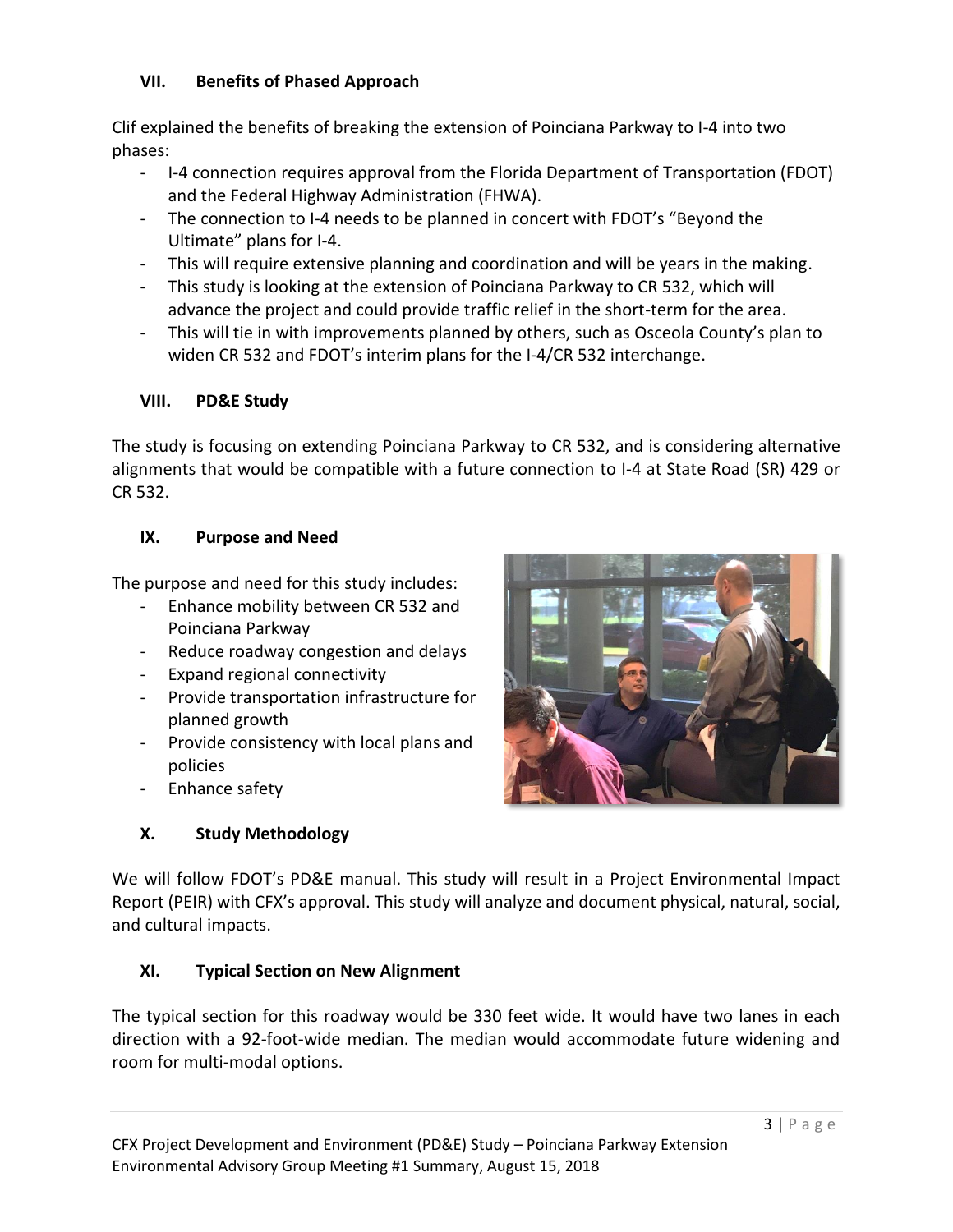## VII. Benefits of Phased Approach

Clif explained the benefits of breaking the extension of Poinciana Parkway to I-4 into two phases:

- I-4 connection requires approval from the Florida Department of Transportation (FDOT) and the Federal Highway Administration (FHWA).
- The connection to I-4 needs to be planned in concert with FDOT's "Beyond the Ultimate" plans for I-4.
- This will require extensive planning and coordination and will be years in the making.
- This study is looking at the extension of Poinciana Parkway to CR 532, which will advance the project and could provide traffic relief in the short-term for the area.
- This will tie in with improvements planned by others, such as Osceola County's plan to widen CR 532 and FDOT's interim plans for the I-4/CR 532 interchange.

## VIII. PD&E Study

The study is focusing on extending Poinciana Parkway to CR 532, and is considering alternative alignments that would be compatible with a future connection to I-4 at State Road (SR) 429 or CR 532.

## IX. Purpose and Need

The purpose and need for this study includes:

- Enhance mobility between CR 532 and Poinciana Parkway
- Reduce roadway congestion and delays
- Expand regional connectivity
- Provide transportation infrastructure for planned growth
- Provide consistency with local plans and policies
- Enhance safety

## X. Study Methodology

We will follow FDOT's PD&E manual. This study will result in a Project Environmental Impact Report (PEIR) with CFX's approval. This study will analyze and document physical, natural, social, and cultural impacts.

## XI. Typical Section on New Alignment

The typical section for this roadway would be 330 feet wide. It would have two lanes in each direction with a 92-foot-wide median. The median would accommodate future widening and room for multi-modal options.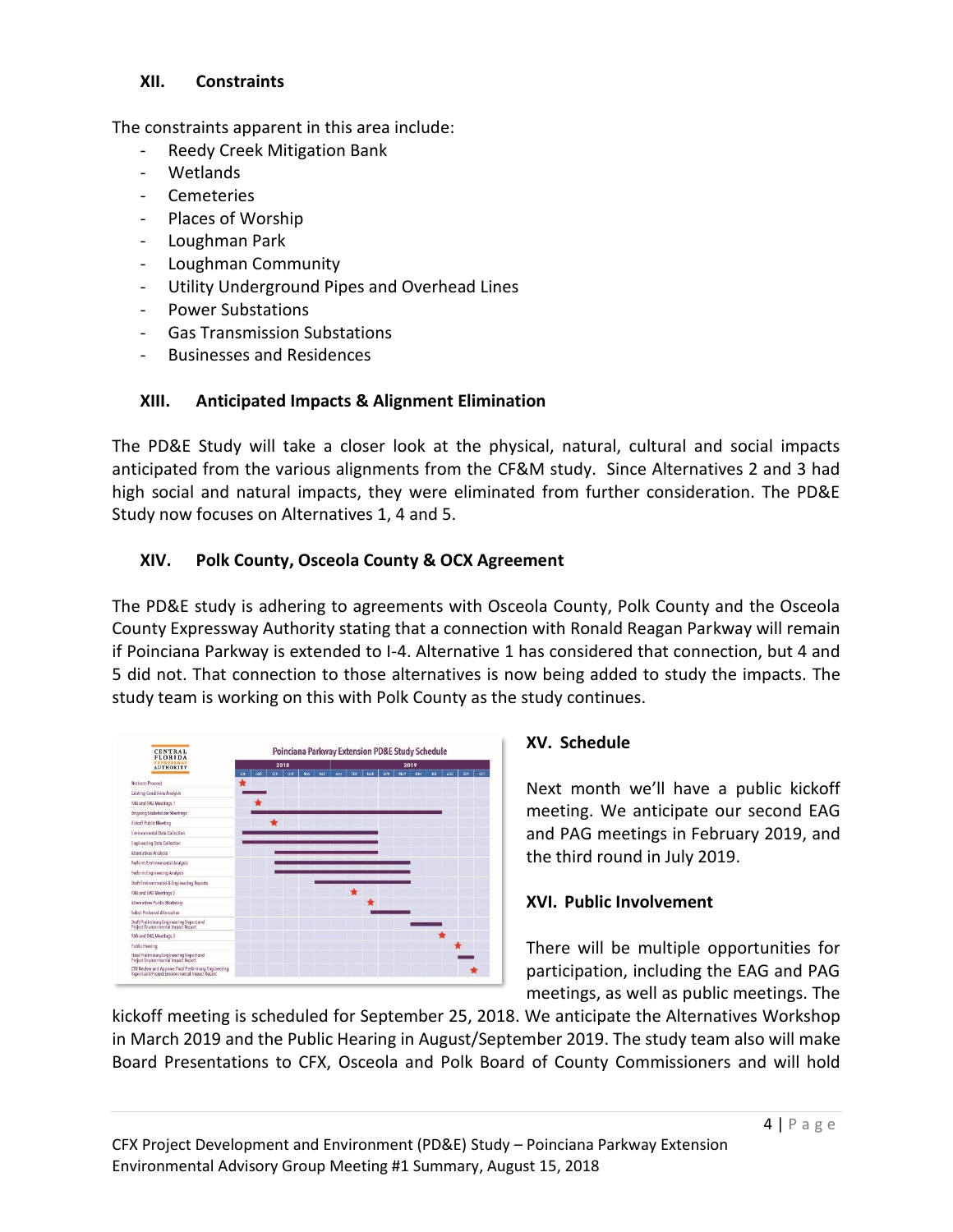## XII. Constraints

The constraints apparent in this area include:

- Reedy Creek Mitigation Bank
- Wetlands
- Cemeteries
- Places of Worship
- Loughman Park
- Loughman Community
- Utility Underground Pipes and Overhead Lines
- Power Substations
- Gas Transmission Substations
- Businesses and Residences

## XIII. Anticipated Impacts & Alignment Elimination

The PD&E Study will take a closer look at the physical, natural, cultural and social impacts anticipated from the various alignments from the CF&M study. Since Alternatives 2 and 3 had high social and natural impacts, they were eliminated from further consideration. The PD&E Study now focuses on Alternatives 1, 4 and 5.

## XIV. Polk County, Osceola County & OCX Agreement

The PD&E study is adhering to agreements with Osceola County, Polk County and the Osceola County Expressway Authority stating that a connection with Ronald Reagan Parkway will remain if Poinciana Parkway is extended to I-4. Alternative 1 has considered that connection, but 4 and 5 did not. That connection to those alternatives is now being added to study the impacts. The study team is working on this with Polk County as the study continues.

## XV. Schedule

Next month we'll have a public kickoff meeting. We anticipate our second EAG and PAG meetings in February 2019, and the third round in July 2019.

## XVI. Public Involvement

There will be multiple opportunities for participation, including the EAG and PAG meetings, as well as public meetings. The kickoff meeting is scheduled for September 25, 2018. We anticipate the Alternatives Workshop in March 2019 and the Public Hearing in August/September 2019. The study team also will make Board Presentations to CFX, Osceola and Polk Board of County Commissioners and will hold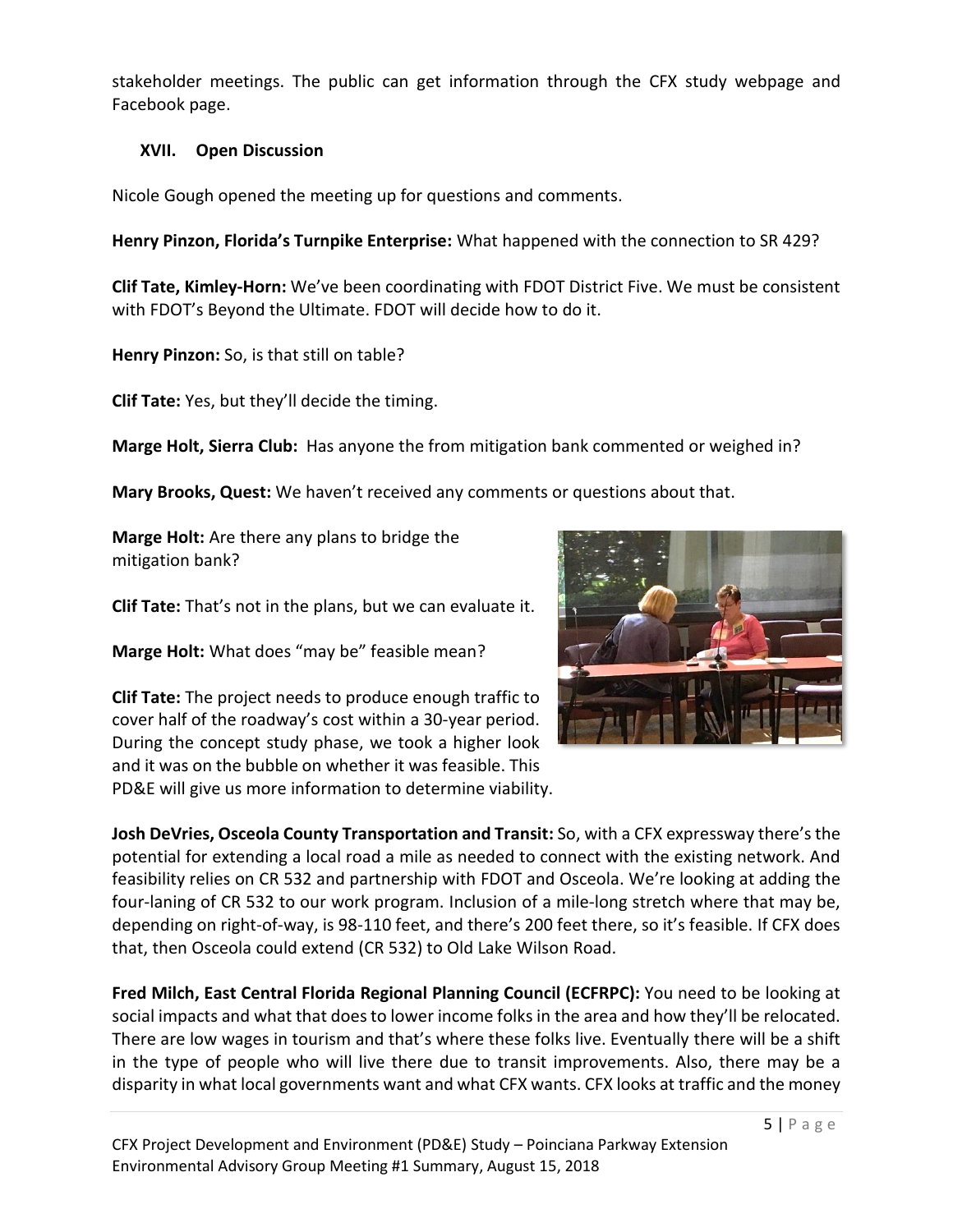stakeholder meetings. The public can get information through the CFX study webpage and Facebook page.

## XVII. Open Discussion

Nicole Gough opened the meeting up for questions and comments.

**Henry Pinzon, Florida's Turnpike Enterprise:** What happened with the connection to SR 429?

**Clif Tate, Kimley-Horn:** We've been coordinating with FDOT District Five. We must be consistent with FDOT's Beyond the Ultimate. FDOT will decide how to do it.

**Henry Pinzon:** So, is that still on table?

**Clif Tate:** Yes, but they'll decide the timing.

**Marge Holt, Sierra Club:** Has anyone the from mitigation bank commented or weighed in?

**Mary Brooks, Quest:** We haven't received any comments or questions about that.

**Marge Holt:** Are there any plans to bridge the mitigation bank?

**Clif Tate:** That's not in the plans, but we can evaluate it.

**Marge Holt:** What does "may be" feasible mean?

**Clif Tate:** The project needs to produce enough traffic to cover half of the roadway's cost within a 30-year period. During the concept study phase, we took a higher look and it was on the bubble on whether it was feasible. This PD&E will give us more information to determine viability.

**Josh DeVries, Osceola County Transportation and Transit:** So, with a CFX expressway there's the potential for extending a local road a mile as needed to connect with the existing network. And feasibility relies on CR 532 and partnership with FDOT and Osceola. We're looking at adding the four-laning of CR 532 to our work program. Inclusion of a mile-long stretch where that may be, depending on right-of-way, is 98-110 feet, and there's 200 feet there, so it's feasible. If CFX does that, then Osceola could extend (CR 532) to Old Lake Wilson Road.

**Fred Milch, East Central Florida Regional Planning Council (ECFRPC):** You need to be looking at social impacts and what that does to lower income folks in the area and how they'll be relocated. There are low wages in tourism and that's where these folks live. Eventually there will be a shift in the type of people who will live there due to transit improvements. Also, there may be a disparity in what local governments want and what CFX wants. CFX looks at traffic and the money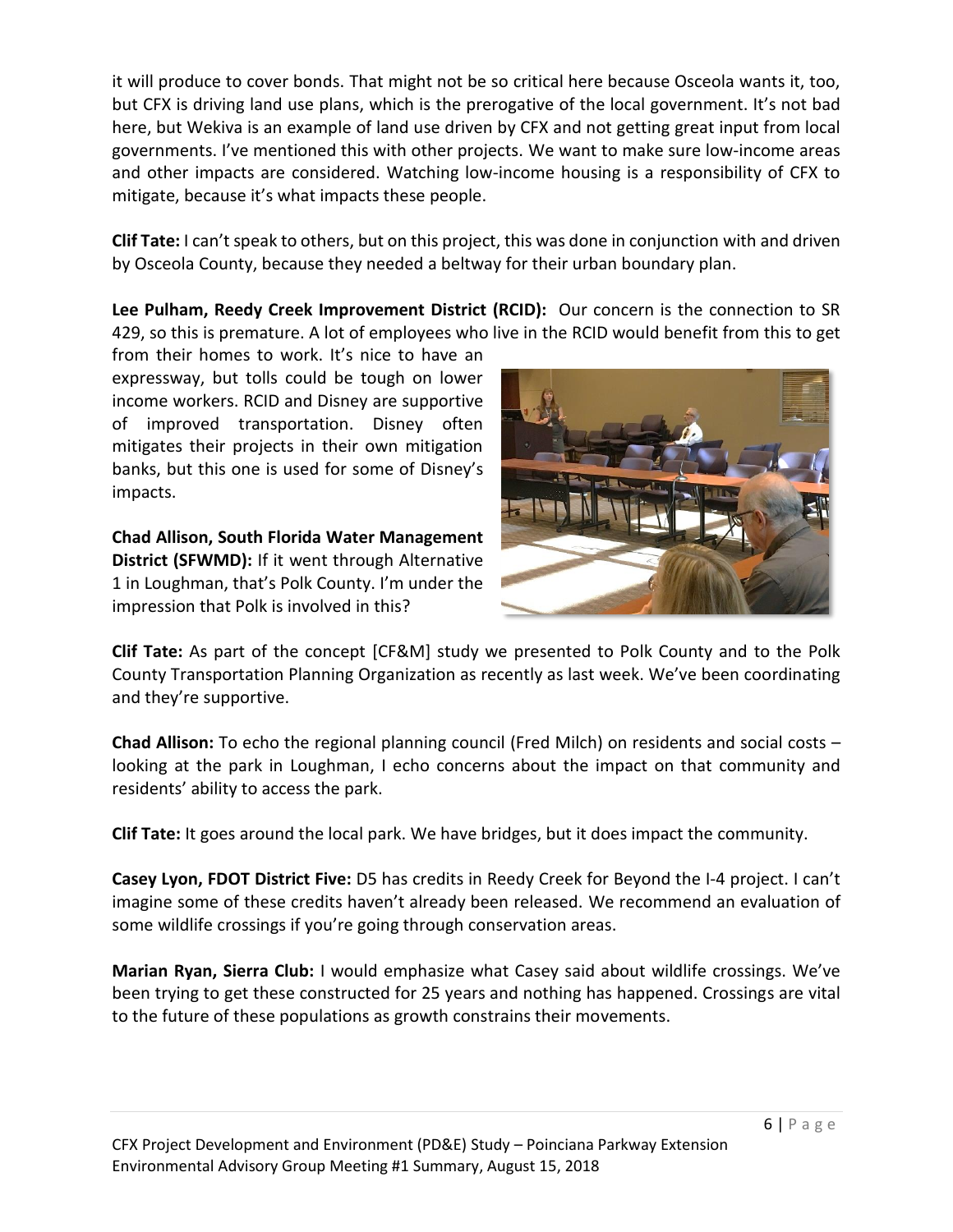it will produce to cover bonds. That might not be so critical here because Osceola wants it, too, but CFX is driving land use plans, which is the prerogative of the local government. It's not bad here, but Wekiva is an example of land use driven by CFX and not getting great input from local governments. I've mentioned this with other projects. We want to make sure low-income areas and other impacts are considered. Watching low-income housing is a responsibility of CFX to mitigate, because it's what impacts these people.

**Clif Tate:** I can't speak to others, but on this project, this was done in conjunction with and driven by Osceola County, because they needed a beltway for their urban boundary plan.

**Lee Pulham, Reedy Creek Improvement District (RCID):** Our concern is the connection to SR 429, so this is premature. A lot of employees who live in the RCID would benefit from this to get from their homes to work. It's nice to have an expressway, but tolls could be tough on lower income workers. RCID and Disney are supportive of improved transportation. Disney often mitigates their projects in their own mitigation banks, but this one is used for some of Disney's impacts.

**Chad Allison, South Florida Water Management District (SFWMD):** If it went through Alternative 1 in Loughman, that's Polk County. I'm under the impression that Polk is involved in this?

**Clif Tate:** As part of the concept [CF&M] study we presented to Polk County and to the Polk County Transportation Planning Organization as recently as last week. We've been coordinating and they're supportive.

**Chad Allison:** To echo the regional planning council (Fred Milch) on residents and social costs – looking at the park in Loughman, I echo concerns about the impact on that community and residents' ability to access the park.

**Clif Tate:** It goes around the local park. We have bridges, but it does impact the community.

**Casey Lyon, FDOT District Five:** D5 has credits in Reedy Creek for Beyond the I-4 project. I can't imagine some of these credits haven't already been released. We recommend an evaluation of some wildlife crossings if you're going through conservation areas.

**Marian Ryan, Sierra Club:** I would emphasize what Casey said about wildlife crossings. We've been trying to get these constructed for 25 years and nothing has happened. Crossings are vital to the future of these populations as growth constrains their movements.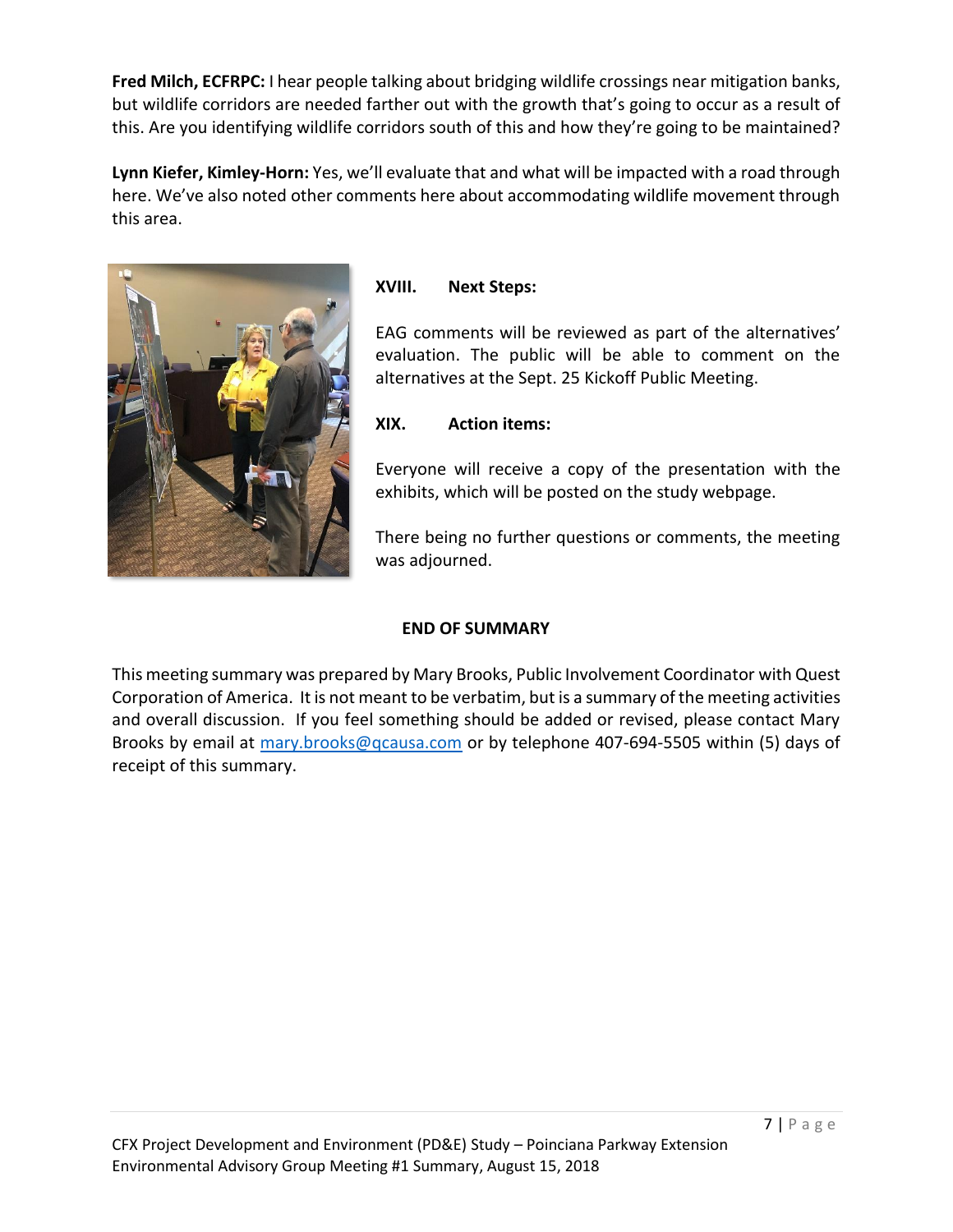**Fred Milch, ECFRPC:** I hear people talking about bridging wildlife crossings near mitigation banks, but wildlife corridors are needed farther out with the growth that's going to occur as a result of this. Are you identifying wildlife corridors south of this and how they're going to be maintained?

**Lynn Kiefer, Kimley-Horn:** Yes, we'll evaluate that and what will be impacted with a road through here. We've also noted other comments here about accommodating wildlife movement through this area.

## XVIII. Next Steps:

EAG comments will be reviewed as part of the alternatives' evaluation. The public will be able to comment on the alternatives at the Sept. 25 Kickoff Public Meeting.

## XIX. Action items:

Everyone will receive a copy of the presentation with the exhibits, which will be posted on the study webpage.

There being no further questions or comments, the meeting was adjourned.

**END OF SUMMARY**

This meeting summary was prepared by Mary Brooks, Public Involvement Coordinator with Quest Corporation of America. It is not meant to be verbatim, but is a summary of the meeting activities and overall discussion. If you feel something should be added or revised, please contact Mary Brooks by email at mary.brooks@qcausa.com or by telephone 407-694-5505 within (5) days of receipt of this summary.